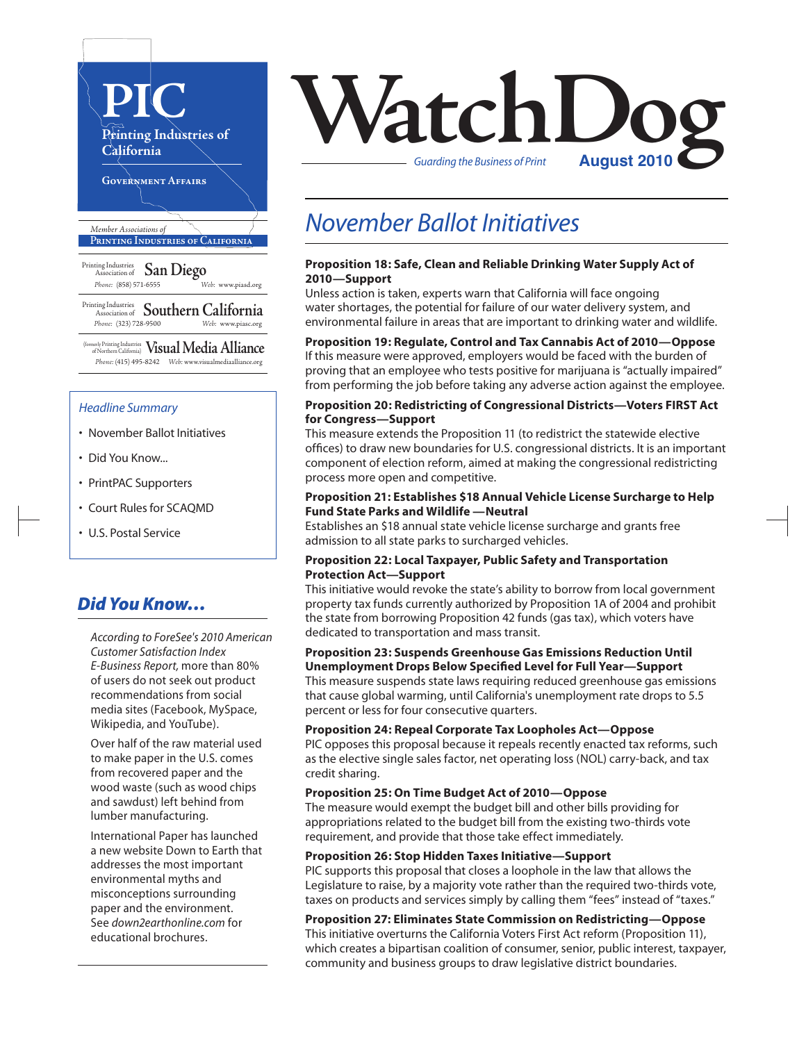# PIC

Printing Industries of California

Government Affairs

*Member Associations of*

**Printing Industries of California**

Printing Industries Association of **San Diego**
*Phone:* (858) 571-6555 *Web:* www.piasd.org

Printing Industries Association of **Southern California**
*Phone:* (323) 728-9500 *Web:* www.piasc.org

(formerly Printing Industries of Northern California) **Visual Media Alliance**
*Phone:* (415) 495-8242 *Web:* www.visualmediaalliance.org

# WatchDog

*Guarding the Business of Print* **August 2010**

*Headline Summary*

- November Ballot Initiatives
- Did You Know...
- PrintPAC Supporters
- Court Rules for SCAQMD
- U.S. Postal Service

## *Did You Know…*

*According to ForeSee's 2010 American Customer Satisfaction Index E-Business Report,* more than 80% of users do not seek out product recommendations from social media sites (Facebook, MySpace, Wikipedia, and YouTube).

Over half of the raw material used to make paper in the U.S. comes from recovered paper and the wood waste (such as wood chips and sawdust) left behind from lumber manufacturing.

International Paper has launched a new website Down to Earth that addresses the most important environmental myths and misconceptions surrounding paper and the environment. See *down2earthonline.com* for educational brochures.

## *November Ballot Initiatives*

**Proposition 18: Safe, Clean and Reliable Drinking Water Supply Act of 2010—Support**
Unless action is taken, experts warn that California will face ongoing water shortages, the potential for failure of our water delivery system, and environmental failure in areas that are important to drinking water and wildlife.

**Proposition 19: Regulate, Control and Tax Cannabis Act of 2010—Oppose**
If this measure were approved, employers would be faced with the burden of proving that an employee who tests positive for marijuana is "actually impaired" from performing the job before taking any adverse action against the employee.

**Proposition 20: Redistricting of Congressional Districts—Voters FIRST Act for Congress—Support**
This measure extends the Proposition 11 (to redistrict the statewide elective offices) to draw new boundaries for U.S. congressional districts. It is an important component of election reform, aimed at making the congressional redistricting process more open and competitive.

**Proposition 21: Establishes $18 Annual Vehicle License Surcharge to Help Fund State Parks and Wildlife —Neutral**
Establishes an $18 annual state vehicle license surcharge and grants free admission to all state parks to surcharged vehicles.

**Proposition 22: Local Taxpayer, Public Safety and Transportation Protection Act—Support**
This initiative would revoke the state's ability to borrow from local government property tax funds currently authorized by Proposition 1A of 2004 and prohibit the state from borrowing Proposition 42 funds (gas tax), which voters have dedicated to transportation and mass transit.

**Proposition 23: Suspends Greenhouse Gas Emissions Reduction Until Unemployment Drops Below Specified Level for Full Year—Support**
This measure suspends state laws requiring reduced greenhouse gas emissions that cause global warming, until California's unemployment rate drops to 5.5 percent or less for four consecutive quarters.

**Proposition 24: Repeal Corporate Tax Loopholes Act—Oppose**
PIC opposes this proposal because it repeals recently enacted tax reforms, such as the elective single sales factor, net operating loss (NOL) carry-back, and tax credit sharing.

**Proposition 25: On Time Budget Act of 2010—Oppose**
The measure would exempt the budget bill and other bills providing for appropriations related to the budget bill from the existing two-thirds vote requirement, and provide that those take effect immediately.

**Proposition 26: Stop Hidden Taxes Initiative—Support**
PIC supports this proposal that closes a loophole in the law that allows the Legislature to raise, by a majority vote rather than the required two-thirds vote, taxes on products and services simply by calling them "fees" instead of "taxes."

**Proposition 27: Eliminates State Commission on Redistricting—Oppose**
This initiative overturns the California Voters First Act reform (Proposition 11), which creates a bipartisan coalition of consumer, senior, public interest, taxpayer, community and business groups to draw legislative district boundaries.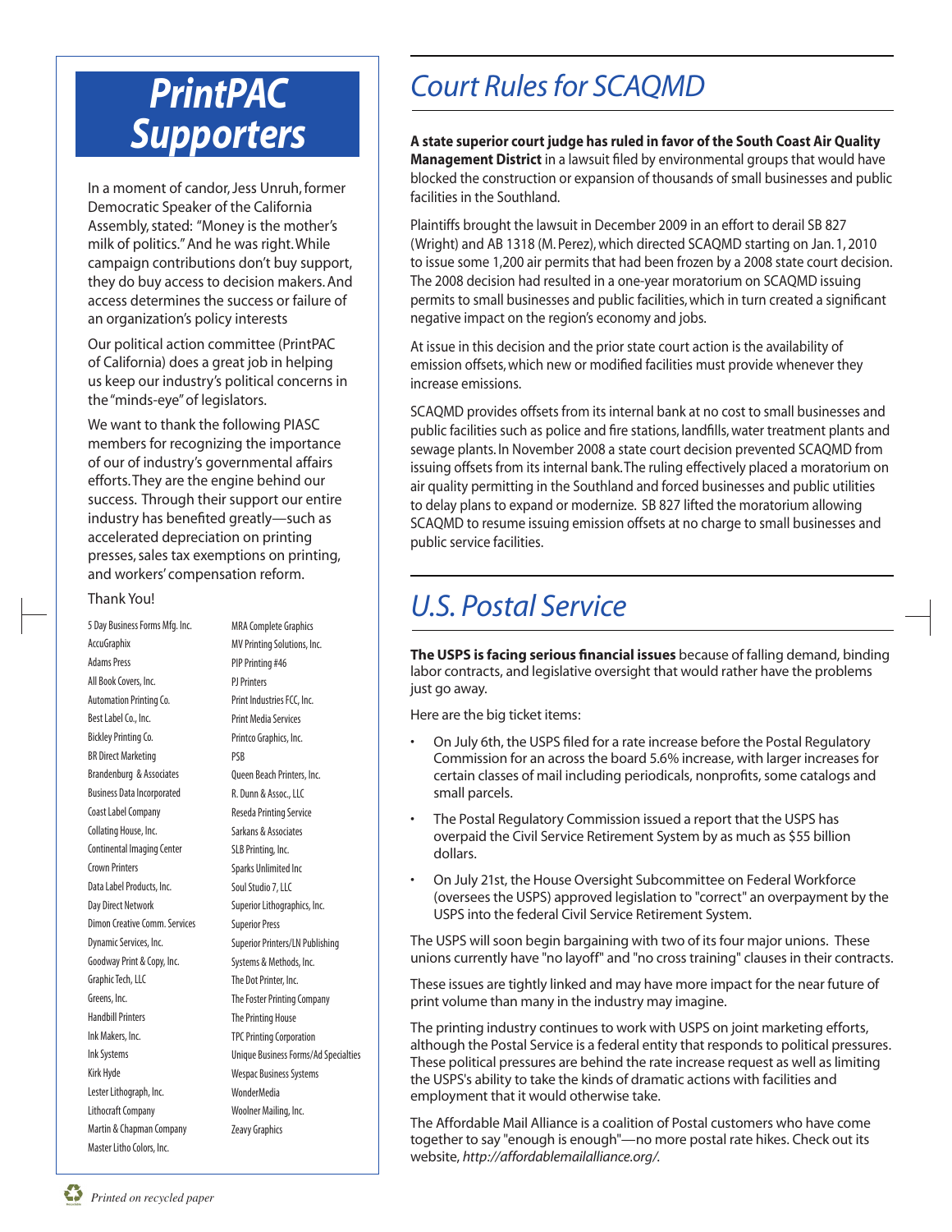# PrintPAC Supporters

In a moment of candor, Jess Unruh, former Democratic Speaker of the California Assembly, stated: "Money is the mother's milk of politics." And he was right. While campaign contributions don't buy support, they do buy access to decision makers. And access determines the success or failure of an organization's policy interests

Our political action committee (PrintPAC of California) does a great job in helping us keep our industry's political concerns in the "minds-eye" of legislators.

We want to thank the following PIASC members for recognizing the importance of our of industry's governmental affairs efforts. They are the engine behind our success. Through their support our entire industry has benefited greatly—such as accelerated depreciation on printing presses, sales tax exemptions on printing, and workers' compensation reform.

Thank You!

- 5 Day Business Forms Mfg. Inc.
- AccuGraphix
- Adams Press
- All Book Covers, Inc.
- Automation Printing Co.
- Best Label Co., Inc.
- Bickley Printing Co.
- BR Direct Marketing
- Brandenburg & Associates
- Business Data Incorporated
- Coast Label Company
- Collating House, Inc.
- Continental Imaging Center
- Crown Printers
- Data Label Products, Inc.
- Day Direct Network
- Dimon Creative Comm. Services
- Dynamic Services, Inc.
- Goodway Print & Copy, Inc.
- Graphic Tech, LLC
- Greens, Inc.
- Handbill Printers
- Ink Makers, Inc.
- Ink Systems
- Kirk Hyde
- Lester Lithograph, Inc.
- Lithocraft Company
- Martin & Chapman Company
- Master Litho Colors, Inc.
- MRA Complete Graphics
- MV Printing Solutions, Inc.
- PIP Printing #46
- PJ Printers
- Print Industries FCC, Inc.
- Print Media Services
- Printco Graphics, Inc.
- PSB
- Queen Beach Printers, Inc.
- R. Dunn & Assoc., LLC
- Reseda Printing Service
- Sarkans & Associates
- SLB Printing, Inc.
- Sparks Unlimited Inc
- Soul Studio 7, LLC
- Superior Lithographics, Inc.
- Superior Press
- Superior Printers/LN Publishing
- Systems & Methods, Inc.
- The Dot Printer, Inc.
- The Foster Printing Company
- The Printing House
- TPC Printing Corporation
- Unique Business Forms/Ad Specialties
- Wespac Business Systems
- WonderMedia
- Woolner Mailing, Inc.
- Zeavy Graphics

# *Court Rules for SCAQMD*

**A state superior court judge has ruled in favor of the South Coast Air Quality Management District** in a lawsuit filed by environmental groups that would have blocked the construction or expansion of thousands of small businesses and public facilities in the Southland.

Plaintiffs brought the lawsuit in December 2009 in an effort to derail SB 827 (Wright) and AB 1318 (M. Perez), which directed SCAQMD starting on Jan. 1, 2010 to issue some 1,200 air permits that had been frozen by a 2008 state court decision. The 2008 decision had resulted in a one-year moratorium on SCAQMD issuing permits to small businesses and public facilities, which in turn created a significant negative impact on the region's economy and jobs.

At issue in this decision and the prior state court action is the availability of emission offsets, which new or modified facilities must provide whenever they increase emissions.

SCAQMD provides offsets from its internal bank at no cost to small businesses and public facilities such as police and fire stations, landfills, water treatment plants and sewage plants. In November 2008 a state court decision prevented SCAQMD from issuing offsets from its internal bank. The ruling effectively placed a moratorium on air quality permitting in the Southland and forced businesses and public utilities to delay plans to expand or modernize. SB 827 lifted the moratorium allowing SCAQMD to resume issuing emission offsets at no charge to small businesses and public service facilities.

# *U.S. Postal Service*

**The USPS is facing serious financial issues** because of falling demand, binding labor contracts, and legislative oversight that would rather have the problems just go away.

Here are the big ticket items:

- On July 6th, the USPS filed for a rate increase before the Postal Regulatory Commission for an across the board 5.6% increase, with larger increases for certain classes of mail including periodicals, nonprofits, some catalogs and small parcels.
- The Postal Regulatory Commission issued a report that the USPS has overpaid the Civil Service Retirement System by as much as $55 billion dollars.
- On July 21st, the House Oversight Subcommittee on Federal Workforce (oversees the USPS) approved legislation to "correct" an overpayment by the USPS into the federal Civil Service Retirement System.

The USPS will soon begin bargaining with two of its four major unions. These unions currently have "no layoff" and "no cross training" clauses in their contracts.

These issues are tightly linked and may have more impact for the near future of print volume than many in the industry may imagine.

The printing industry continues to work with USPS on joint marketing efforts, although the Postal Service is a federal entity that responds to political pressures. These political pressures are behind the rate increase request as well as limiting the USPS's ability to take the kinds of dramatic actions with facilities and employment that it would otherwise take.

The Affordable Mail Alliance is a coalition of Postal customers who have come together to say "enough is enough"—no more postal rate hikes. Check out its website, *http://affordablemailalliance.org/.*

*Printed on recycled paper*